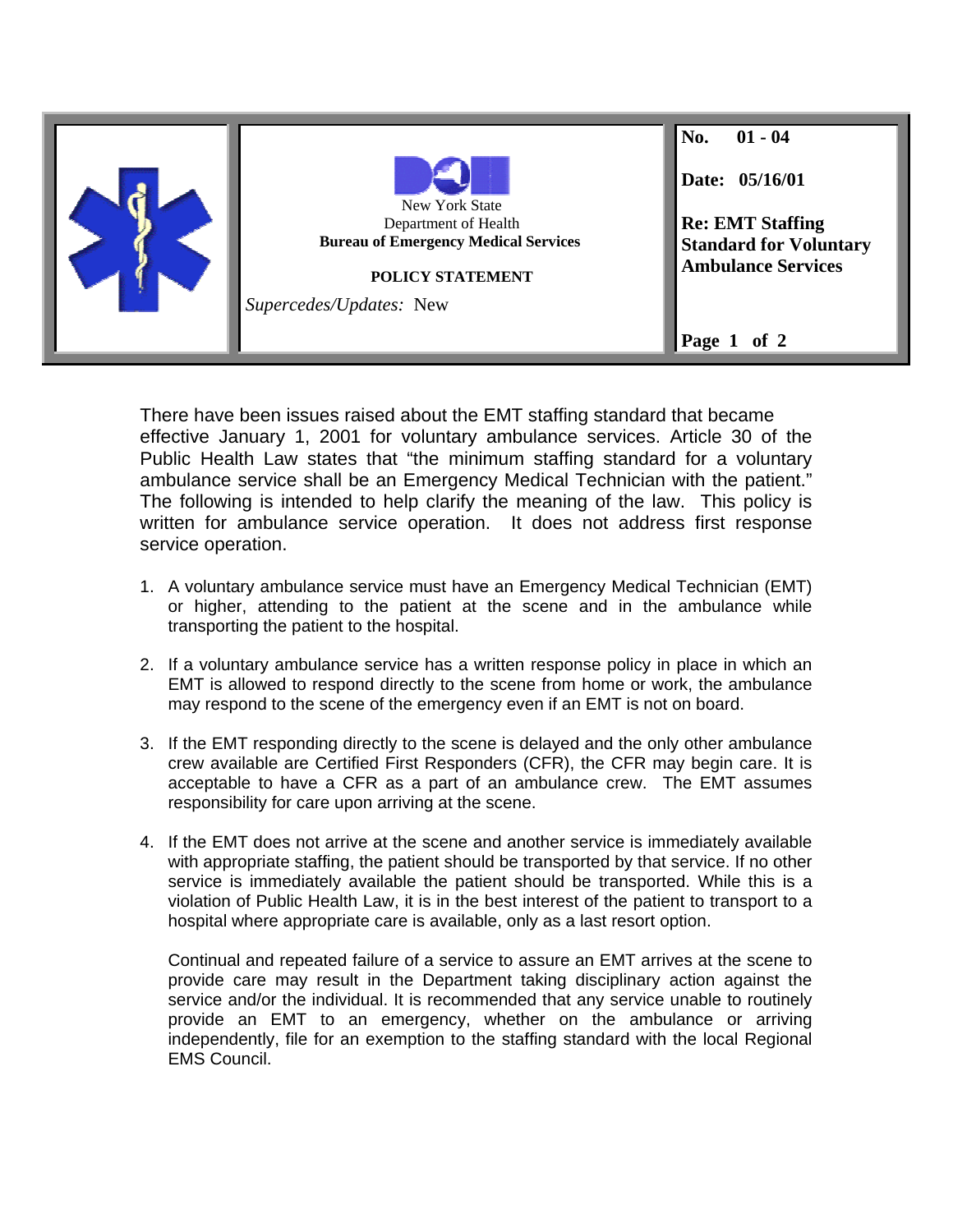New York State
Department of Health
**Bureau of Emergency Medical Services**

**POLICY STATEMENT**

*Supercedes/Updates:* New

**No.** **01 - 04**

**Date:** **05/16/01**

**Re: EMT Staffing Standard for Voluntary Ambulance Services**

There have been issues raised about the EMT staffing standard that became effective January 1, 2001 for voluntary ambulance services. Article 30 of the Public Health Law states that "the minimum staffing standard for a voluntary ambulance service shall be an Emergency Medical Technician with the patient." The following is intended to help clarify the meaning of the law. This policy is written for ambulance service operation. It does not address first response service operation.

1. A voluntary ambulance service must have an Emergency Medical Technician (EMT) or higher, attending to the patient at the scene and in the ambulance while transporting the patient to the hospital.

2. If a voluntary ambulance service has a written response policy in place in which an EMT is allowed to respond directly to the scene from home or work, the ambulance may respond to the scene of the emergency even if an EMT is not on board.

3. If the EMT responding directly to the scene is delayed and the only other ambulance crew available are Certified First Responders (CFR), the CFR may begin care. It is acceptable to have a CFR as a part of an ambulance crew. The EMT assumes responsibility for care upon arriving at the scene.

4. If the EMT does not arrive at the scene and another service is immediately available with appropriate staffing, the patient should be transported by that service. If no other service is immediately available the patient should be transported. While this is a violation of Public Health Law, it is in the best interest of the patient to transport to a hospital where appropriate care is available, only as a last resort option.

   Continual and repeated failure of a service to assure an EMT arrives at the scene to provide care may result in the Department taking disciplinary action against the service and/or the individual. It is recommended that any service unable to routinely provide an EMT to an emergency, whether on the ambulance or arriving independently, file for an exemption to the staffing standard with the local Regional EMS Council.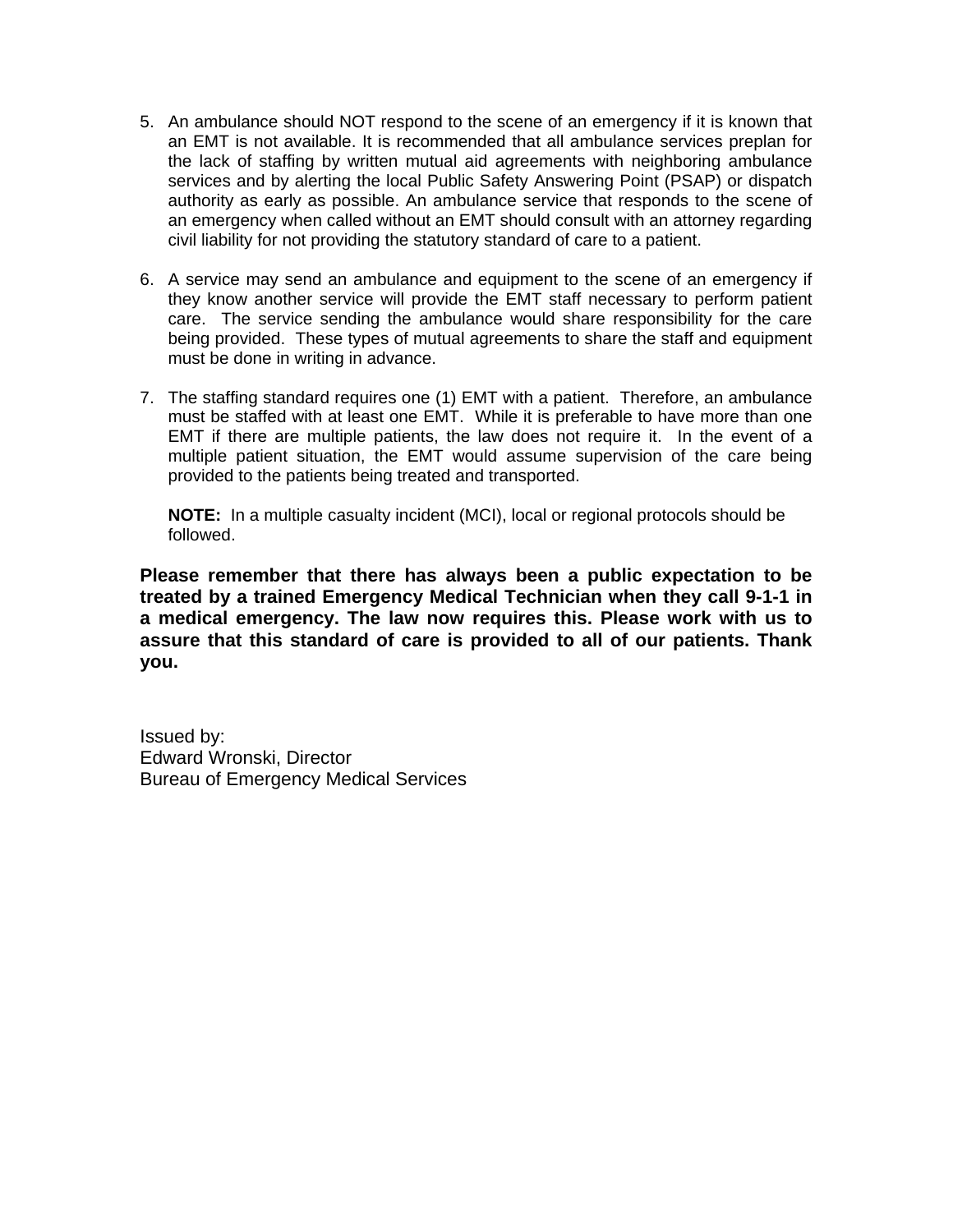5. An ambulance should NOT respond to the scene of an emergency if it is known that an EMT is not available. It is recommended that all ambulance services preplan for the lack of staffing by written mutual aid agreements with neighboring ambulance services and by alerting the local Public Safety Answering Point (PSAP) or dispatch authority as early as possible. An ambulance service that responds to the scene of an emergency when called without an EMT should consult with an attorney regarding civil liability for not providing the statutory standard of care to a patient.

6. A service may send an ambulance and equipment to the scene of an emergency if they know another service will provide the EMT staff necessary to perform patient care. The service sending the ambulance would share responsibility for the care being provided. These types of mutual agreements to share the staff and equipment must be done in writing in advance.

7. The staffing standard requires one (1) EMT with a patient. Therefore, an ambulance must be staffed with at least one EMT. While it is preferable to have more than one EMT if there are multiple patients, the law does not require it. In the event of a multiple patient situation, the EMT would assume supervision of the care being provided to the patients being treated and transported.

   **NOTE:** In a multiple casualty incident (MCI), local or regional protocols should be followed.

**Please remember that there has always been a public expectation to be treated by a trained Emergency Medical Technician when they call 9-1-1 in a medical emergency. The law now requires this. Please work with us to assure that this standard of care is provided to all of our patients. Thank you.**

Issued by:
Edward Wronski, Director
Bureau of Emergency Medical Services